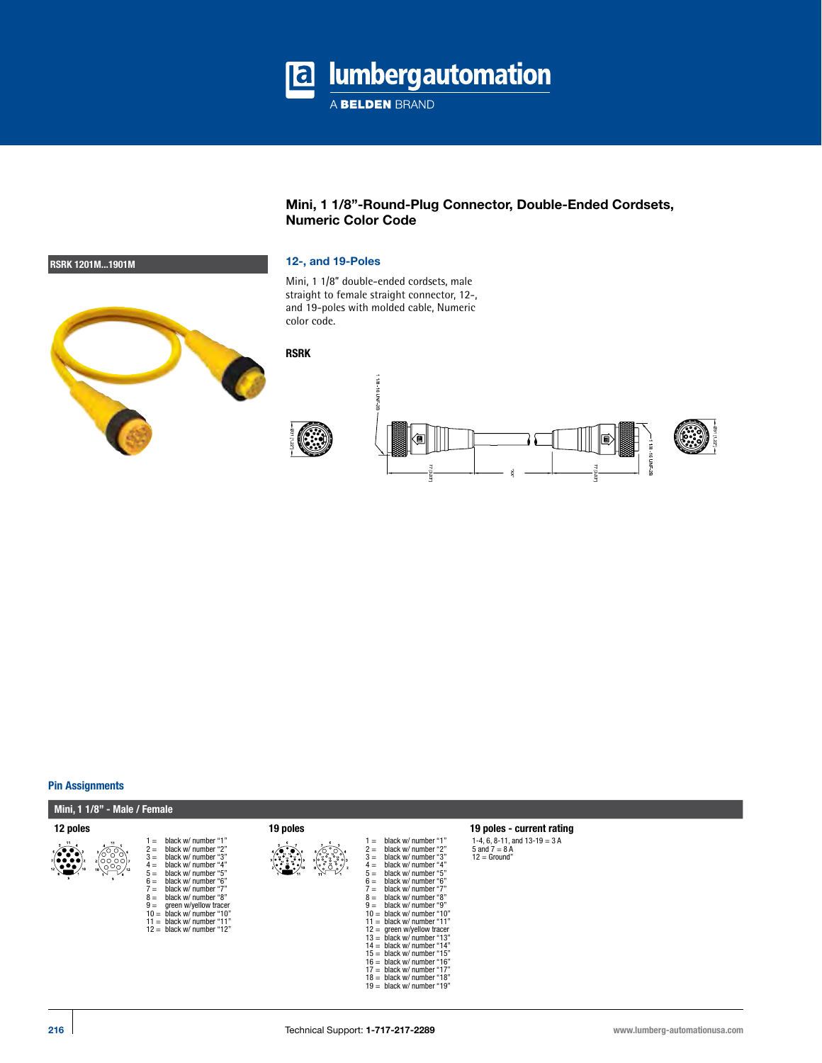# Mini, 1 1/8"-Round-Plug Connector, Double-Ended Cordsets, Numeric Color Code

**RSRK 1201M...1901M**

## 12-, and 19-Poles

Mini, 1 1/8" double-ended cordsets, male straight to female straight connector, 12-, and 19-poles with molded cable, Numeric color code.

**RSRK**

## Pin Assignments

### Mini, 1 1/8" - Male / Female

**12 poles**

- 1 = black w/ number "1"
- 2 = black w/ number "2"
- 3 = black w/ number "3"
- 4 = black w/ number "4"
- 5 = black w/ number "5"
- 6 = black w/ number "6"
- 7 = black w/ number "7"
- 8 = black w/ number "8"
- 9 = green w/yellow tracer
- 10 = black w/ number "10"
- 11 = black w/ number "11"
- 12 = black w/ number "12"

**19 poles**

- 1 = black w/ number "1"
- 2 = black w/ number "2"
- 3 = black w/ number "3"
- 4 = black w/ number "4"
- 5 = black w/ number "5"
- 6 = black w/ number "6"
- 7 = black w/ number "7"
- 8 = black w/ number "8"
- 9 = black w/ number "9"
- 10 = black w/ number "10"
- 11 = black w/ number "11"
- 12 = green w/yellow tracer
- 13 = black w/ number "13"
- 14 = black w/ number "14"
- 15 = black w/ number "15"
- 16 = black w/ number "16"
- 17 = black w/ number "17"
- 18 = black w/ number "18"
- 19 = black w/ number "19"

**19 poles - current rating**

1-4, 6, 8-11, and 13-19 = 3 A
5 and 7 = 8 A
12 = Ground"

Technical Support: **1-717-217-2289**

www.lumberg-automationusa.com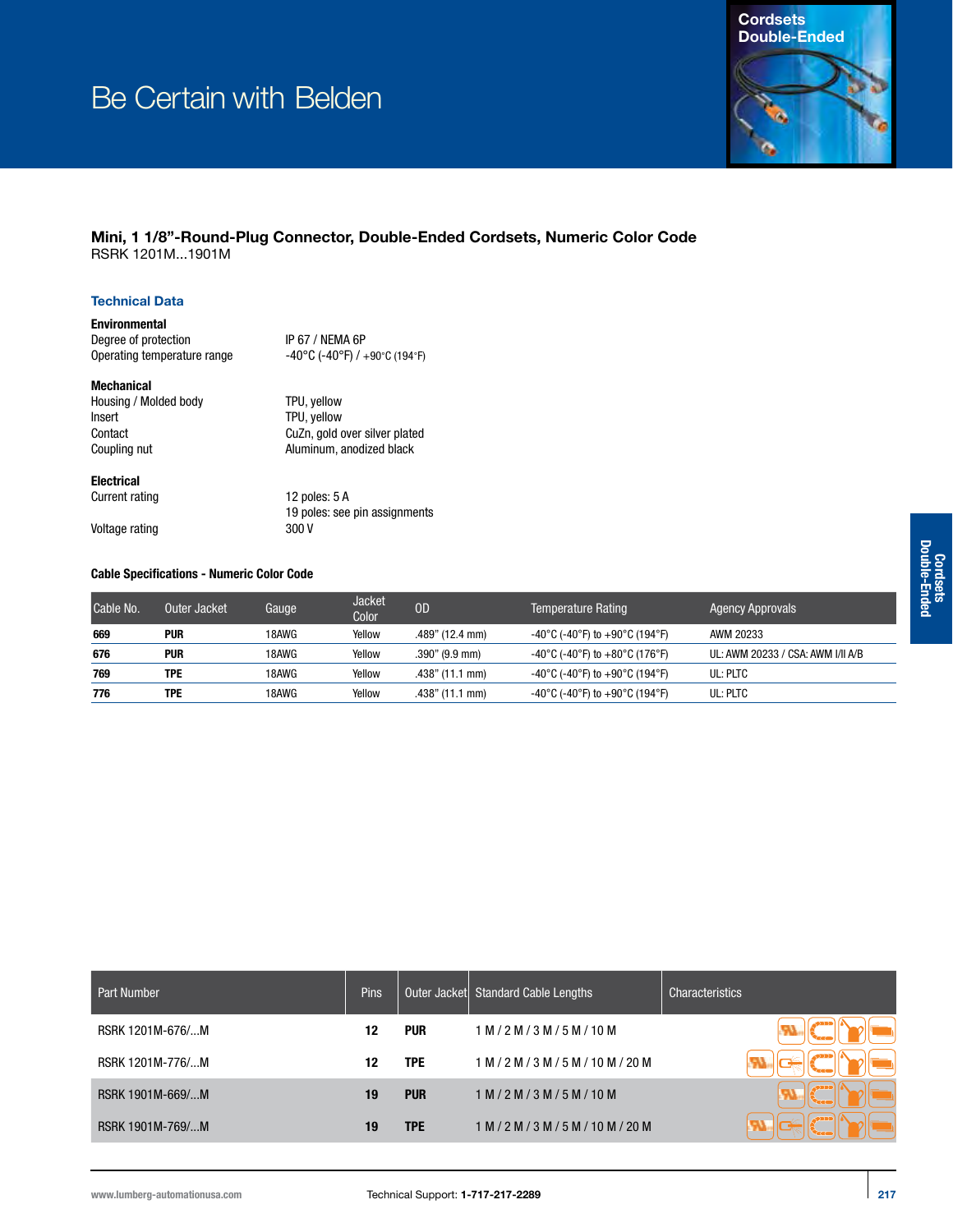# Be Certain with Belden

Cordsets Double-Ended

## Mini, 1 1/8"-Round-Plug Connector, Double-Ended Cordsets, Numeric Color Code

RSRK 1201M...1901M

### Technical Data

**Environmental**

| | |
|---|---|
| Degree of protection | IP 67 / NEMA 6P |
| Operating temperature range | -40°C (-40°F) / +90°C (194°F) |

**Mechanical**

| | |
|---|---|
| Housing / Molded body | TPU, yellow |
| Insert | TPU, yellow |
| Contact | CuZn, gold over silver plated |
| Coupling nut | Aluminum, anodized black |

**Electrical**

| | |
|---|---|
| Current rating | 12 poles: 5 A<br>19 poles: see pin assignments |
| Voltage rating | 300 V |

**Cable Specifications - Numeric Color Code**

| Cable No. | Outer Jacket | Gauge | Jacket Color | OD | Temperature Rating | Agency Approvals |
|---|---|---|---|---|---|---|
| **669** | **PUR** | 18AWG | Yellow | .489" (12.4 mm) | -40°C (-40°F) to +90°C (194°F) | AWM 20233 |
| **676** | **PUR** | 18AWG | Yellow | .390" (9.9 mm) | -40°C (-40°F) to +80°C (176°F) | UL: AWM 20233 / CSA: AWM I/II A/B |
| **769** | **TPE** | 18AWG | Yellow | .438" (11.1 mm) | -40°C (-40°F) to +90°C (194°F) | UL: PLTC |
| **776** | **TPE** | 18AWG | Yellow | .438" (11.1 mm) | -40°C (-40°F) to +90°C (194°F) | UL: PLTC |

| Part Number | Pins | Outer Jacket | Standard Cable Lengths | Characteristics |
|---|---|---|---|---|
| RSRK 1201M-676/...M | **12** | **PUR** | 1 M / 2 M / 3 M / 5 M / 10 M | |
| RSRK 1201M-776/...M | **12** | **TPE** | 1 M / 2 M / 3 M / 5 M / 10 M / 20 M | |
| RSRK 1901M-669/...M | **19** | **PUR** | 1 M / 2 M / 3 M / 5 M / 10 M | |
| RSRK 1901M-769/...M | **19** | **TPE** | 1 M / 2 M / 3 M / 5 M / 10 M / 20 M | |

www.lumberg-automationusa.com Technical Support: **1-717-217-2289**